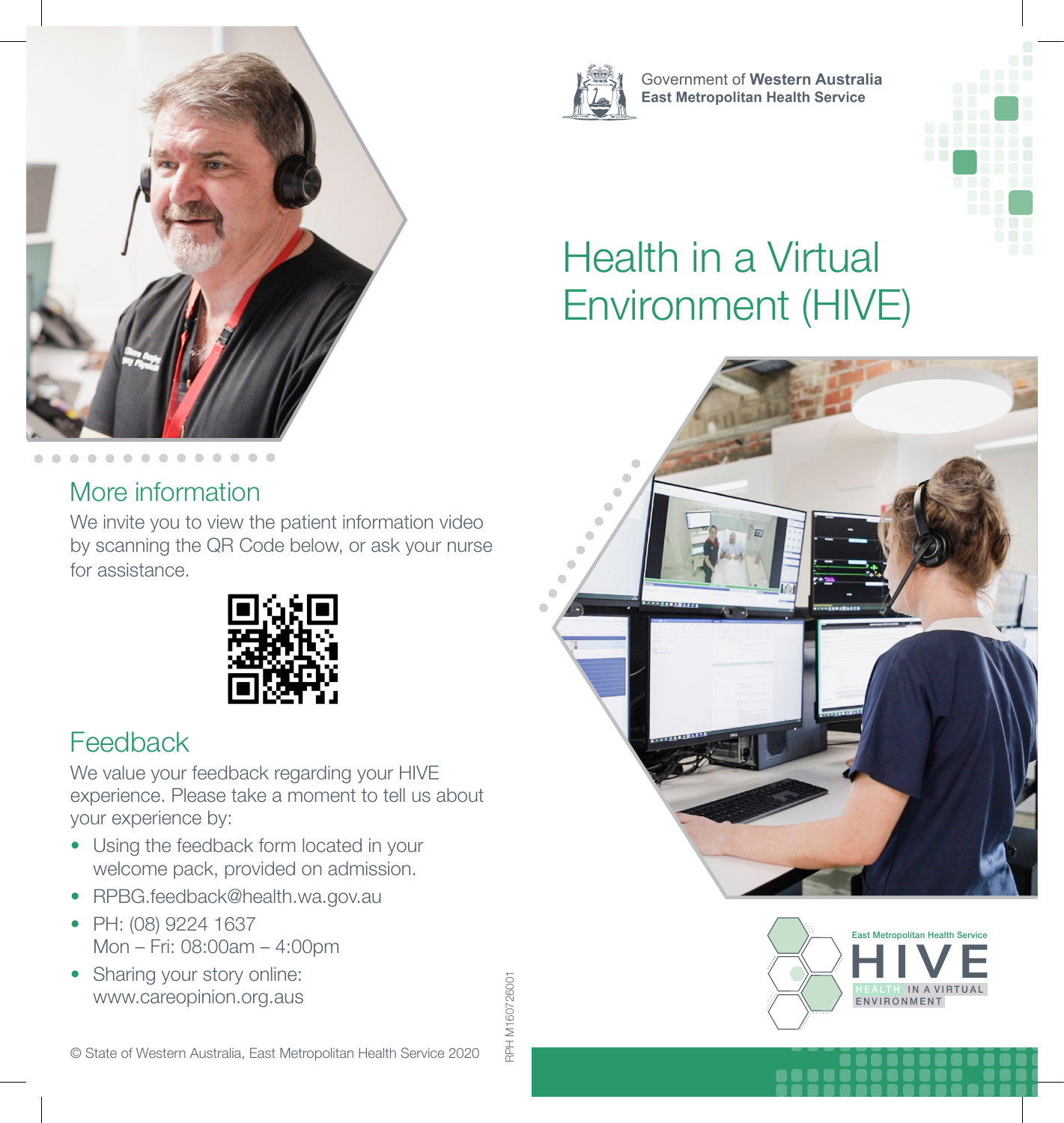Government of **Western Australia**
**East Metropolitan Health Service**

# Health in a Virtual Environment (HIVE)

## More information

We invite you to view the patient information video by scanning the QR Code below, or ask your nurse for assistance.

## Feedback

We value your feedback regarding your HIVE experience. Please take a moment to tell us about your experience by:

- Using the feedback form located in your welcome pack, provided on admission.
- RPBG.feedback@health.wa.gov.au
- PH: (08) 9224 1637
  Mon – Fri: 08:00am – 4:00pm
- Sharing your story online:
  www.careopinion.org.aus

© State of Western Australia, East Metropolitan Health Service 2020

RPH M160726001

East Metropolitan Health Service
HIVE
HEALTH IN A VIRTUAL ENVIRONMENT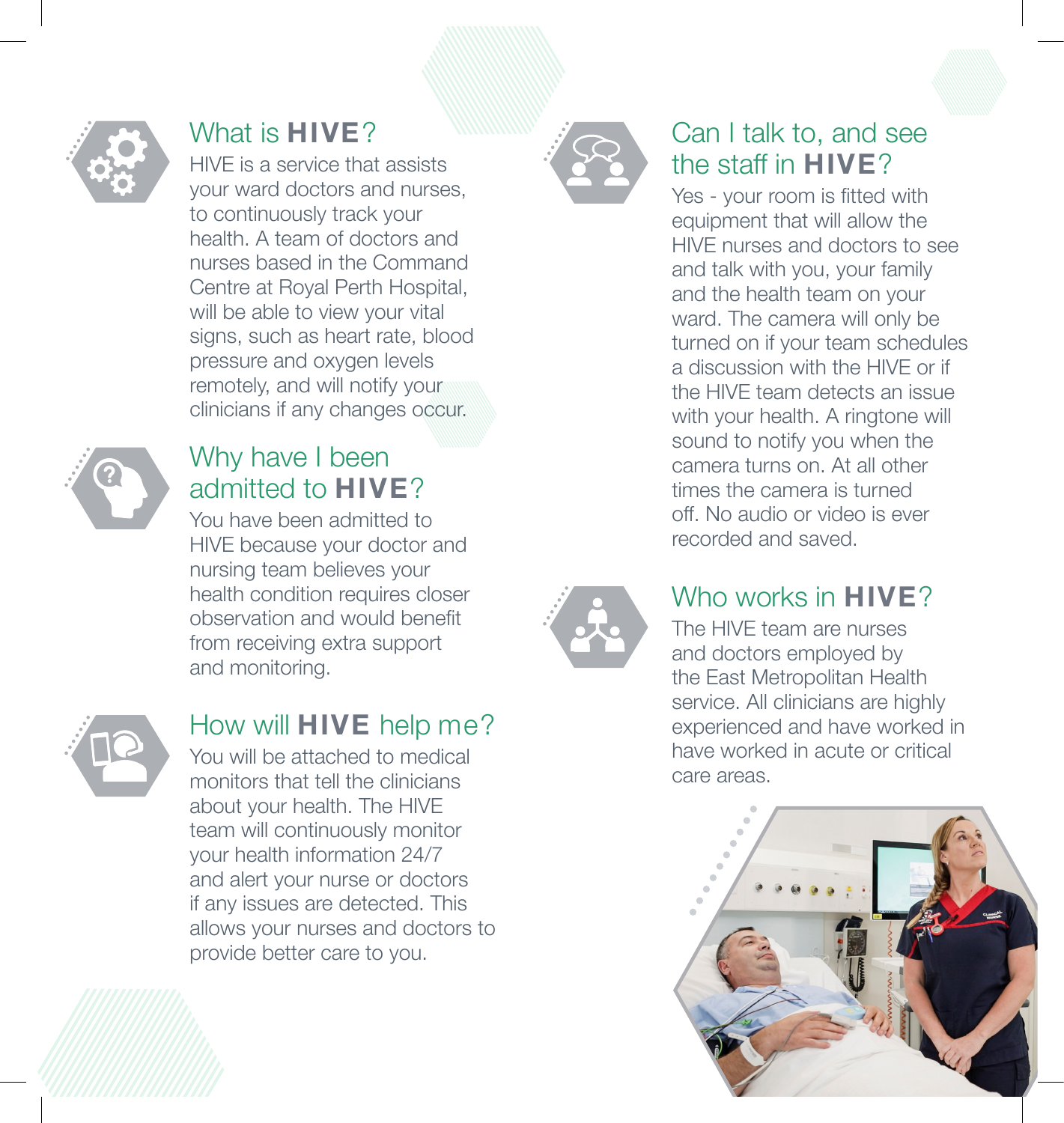## What is **HIVE**?

HIVE is a service that assists your ward doctors and nurses, to continuously track your health. A team of doctors and nurses based in the Command Centre at Royal Perth Hospital, will be able to view your vital signs, such as heart rate, blood pressure and oxygen levels remotely, and will notify your clinicians if any changes occur.

## Why have I been admitted to **HIVE**?

You have been admitted to HIVE because your doctor and nursing team believes your health condition requires closer observation and would benefit from receiving extra support and monitoring.

## How will **HIVE** help me?

You will be attached to medical monitors that tell the clinicians about your health. The HIVE team will continuously monitor your health information 24/7 and alert your nurse or doctors if any issues are detected. This allows your nurses and doctors to provide better care to you.

## Can I talk to, and see the staff in **HIVE**?

Yes - your room is fitted with equipment that will allow the HIVE nurses and doctors to see and talk with you, your family and the health team on your ward. The camera will only be turned on if your team schedules a discussion with the HIVE or if the HIVE team detects an issue with your health. A ringtone will sound to notify you when the camera turns on. At all other times the camera is turned off. No audio or video is ever recorded and saved.

## Who works in **HIVE**?

The HIVE team are nurses and doctors employed by the East Metropolitan Health service. All clinicians are highly experienced and have worked in have worked in acute or critical care areas.